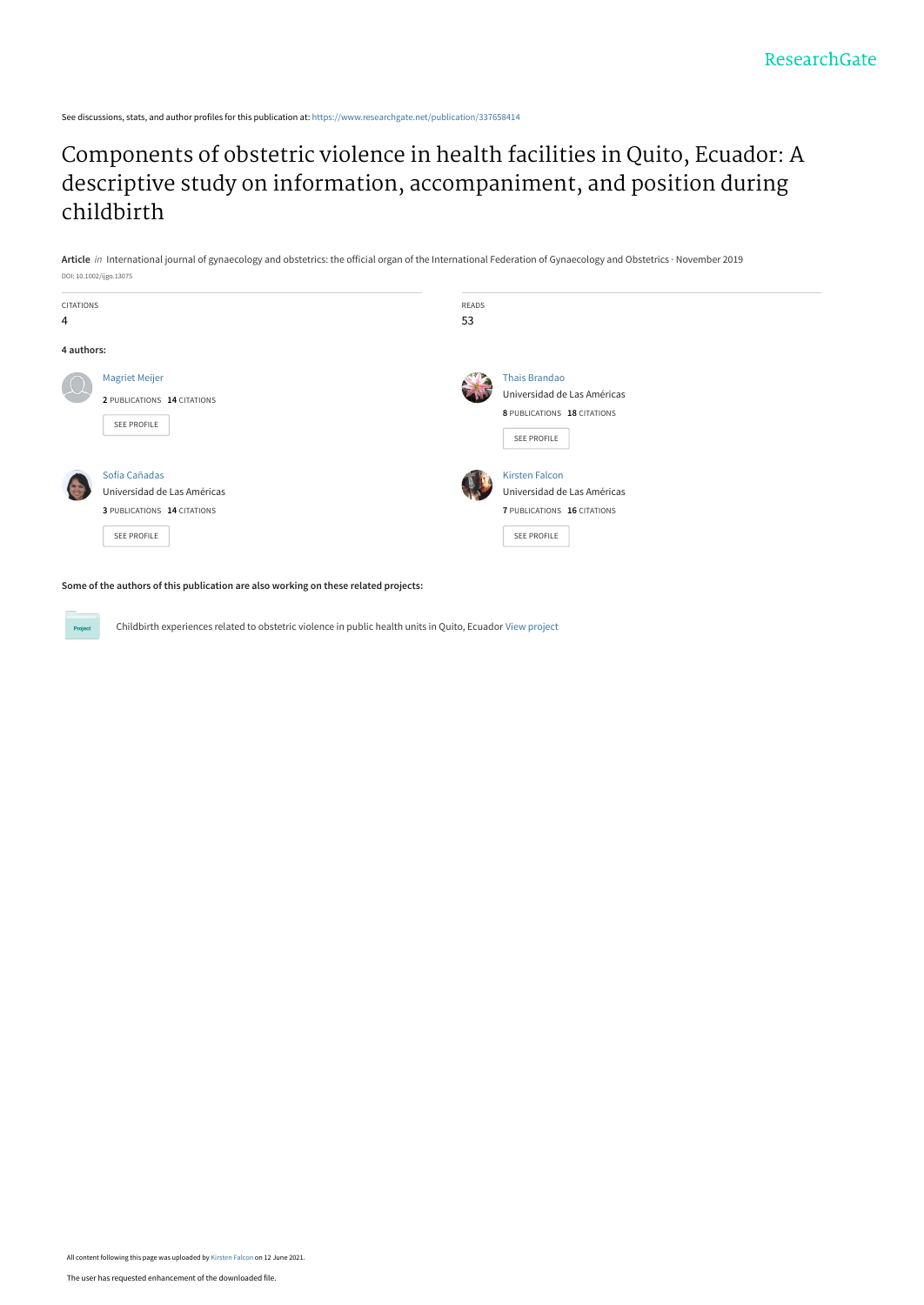See discussions, stats, and author profiles for this publication at: https://www.researchgate.net/publication/337658414

# Components of obstetric violence in health facilities in Quito, Ecuador: A descriptive study on information, accompaniment, and position during childbirth

**Article** *in* International journal of gynaecology and obstetrics: the official organ of the International Federation of Gynaecology and Obstetrics · November 2019

DOI: 10.1002/ijgo.13075

| CITATIONS | READS |
|---|---|
| 4 | 53 |

**4 authors:**

**Magriet Meijer**
2 PUBLICATIONS 14 CITATIONS
SEE PROFILE

**Thais Brandao**
Universidad de Las Américas
8 PUBLICATIONS 18 CITATIONS
SEE PROFILE

**Sofia Cañadas**
Universidad de Las Américas
3 PUBLICATIONS 14 CITATIONS
SEE PROFILE

**Kirsten Falcon**
Universidad de Las Américas
7 PUBLICATIONS 16 CITATIONS
SEE PROFILE

**Some of the authors of this publication are also working on these related projects:**

Project: Childbirth experiences related to obstetric violence in public health units in Quito, Ecuador View project

All content following this page was uploaded by Kirsten Falcon on 12 June 2021.

The user has requested enhancement of the downloaded file.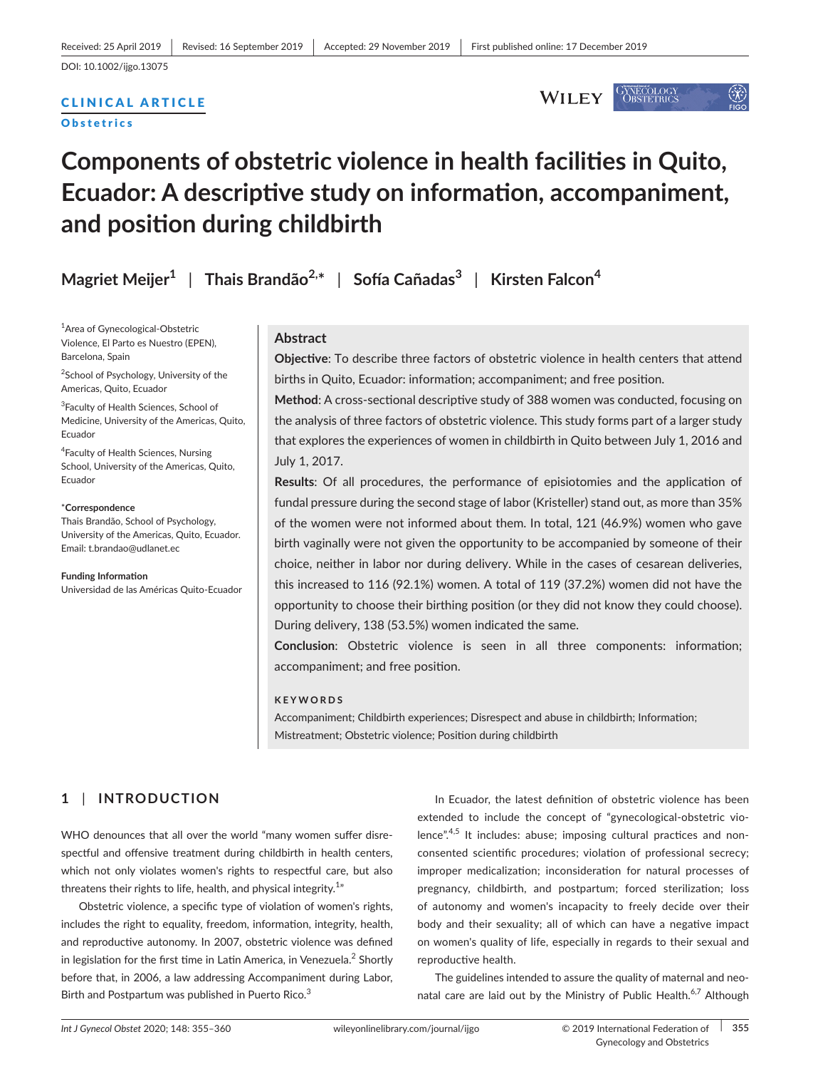Received: 25 April 2019 | Revised: 16 September 2019 | Accepted: 29 November 2019 | First published online: 17 December 2019

DOI: 10.1002/ijgo.13075

**CLINICAL ARTICLE**

**Obstetrics**

# Components of obstetric violence in health facilities in Quito, Ecuador: A descriptive study on information, accompaniment, and position during childbirth

**Magriet Meijer**[1] | **Thais Brandão**[2,*] | **Sofía Cañadas**[3] | **Kirsten Falcon**[4]

[1]Area of Gynecological-Obstetric Violence, El Parto es Nuestro (EPEN), Barcelona, Spain

[2]School of Psychology, University of the Americas, Quito, Ecuador

[3]Faculty of Health Sciences, School of Medicine, University of the Americas, Quito, Ecuador

[4]Faculty of Health Sciences, Nursing School, University of the Americas, Quito, Ecuador

***Correspondence**
Thais Brandão, School of Psychology, University of the Americas, Quito, Ecuador.
Email: t.brandao@udlanet.ec

**Funding Information**
Universidad de las Américas Quito-Ecuador

## Abstract

**Objective**: To describe three factors of obstetric violence in health centers that attend births in Quito, Ecuador: information; accompaniment; and free position.

**Method**: A cross-sectional descriptive study of 388 women was conducted, focusing on the analysis of three factors of obstetric violence. This study forms part of a larger study that explores the experiences of women in childbirth in Quito between July 1, 2016 and July 1, 2017.

**Results**: Of all procedures, the performance of episiotomies and the application of fundal pressure during the second stage of labor (Kristeller) stand out, as more than 35% of the women were not informed about them. In total, 121 (46.9%) women who gave birth vaginally were not given the opportunity to be accompanied by someone of their choice, neither in labor nor during delivery. While in the cases of cesarean deliveries, this increased to 116 (92.1%) women. A total of 119 (37.2%) women did not have the opportunity to choose their birthing position (or they did not know they could choose). During delivery, 138 (53.5%) women indicated the same.

**Conclusion**: Obstetric violence is seen in all three components: information; accompaniment; and free position.

**KEYWORDS**

Accompaniment; Childbirth experiences; Disrespect and abuse in childbirth; Information; Mistreatment; Obstetric violence; Position during childbirth

## 1 | INTRODUCTION

WHO denounces that all over the world "many women suffer disrespectful and offensive treatment during childbirth in health centers, which not only violates women's rights to respectful care, but also threatens their rights to life, health, and physical integrity.[1]"

Obstetric violence, a specific type of violation of women's rights, includes the right to equality, freedom, information, integrity, health, and reproductive autonomy. In 2007, obstetric violence was defined in legislation for the first time in Latin America, in Venezuela.[2] Shortly before that, in 2006, a law addressing Accompaniment during Labor, Birth and Postpartum was published in Puerto Rico.[3]

In Ecuador, the latest definition of obstetric violence has been extended to include the concept of "gynecological-obstetric violence".[4,5] It includes: abuse; imposing cultural practices and nonconsented scientific procedures; violation of professional secrecy; improper medicalization; inconsideration for natural processes of pregnancy, childbirth, and postpartum; forced sterilization; loss of autonomy and women's incapacity to freely decide over their body and their sexuality; all of which can have a negative impact on women's quality of life, especially in regards to their sexual and reproductive health.

The guidelines intended to assure the quality of maternal and neonatal care are laid out by the Ministry of Public Health.[6,7] Although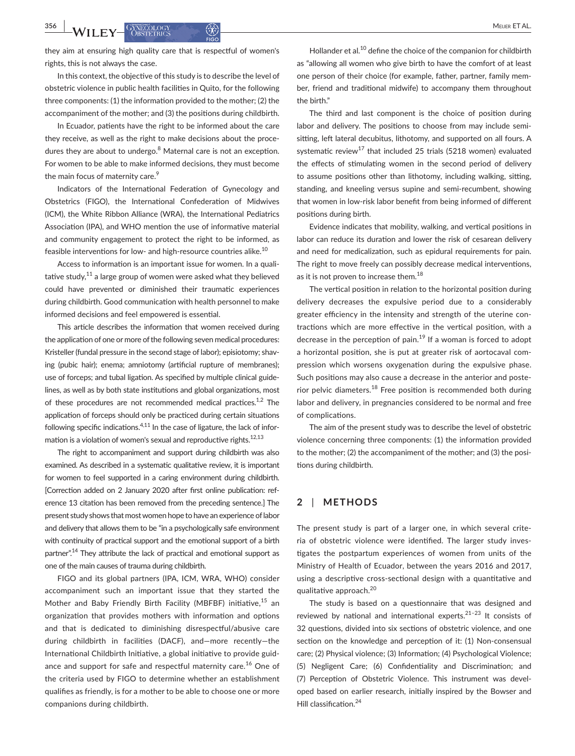they aim at ensuring high quality care that is respectful of women's rights, this is not always the case.

In this context, the objective of this study is to describe the level of obstetric violence in public health facilities in Quito, for the following three components: (1) the information provided to the mother; (2) the accompaniment of the mother; and (3) the positions during childbirth.

In Ecuador, patients have the right to be informed about the care they receive, as well as the right to make decisions about the procedures they are about to undergo.[8] Maternal care is not an exception. For women to be able to make informed decisions, they must become the main focus of maternity care.[9]

Indicators of the International Federation of Gynecology and Obstetrics (FIGO), the International Confederation of Midwives (ICM), the White Ribbon Alliance (WRA), the International Pediatrics Association (IPA), and WHO mention the use of informative material and community engagement to protect the right to be informed, as feasible interventions for low- and high-resource countries alike.[10]

Access to information is an important issue for women. In a qualitative study,[11] a large group of women were asked what they believed could have prevented or diminished their traumatic experiences during childbirth. Good communication with health personnel to make informed decisions and feel empowered is essential.

This article describes the information that women received during the application of one or more of the following seven medical procedures: Kristeller (fundal pressure in the second stage of labor); episiotomy; shaving (pubic hair); enema; amniotomy (artificial rupture of membranes); use of forceps; and tubal ligation. As specified by multiple clinical guidelines, as well as by both state institutions and global organizations, most of these procedures are not recommended medical practices.[1,2] The application of forceps should only be practiced during certain situations following specific indications.[4,11] In the case of ligature, the lack of information is a violation of women's sexual and reproductive rights.[12,13]

The right to accompaniment and support during childbirth was also examined. As described in a systematic qualitative review, it is important for women to feel supported in a caring environment during childbirth. [Correction added on 2 January 2020 after first online publication: reference 13 citation has been removed from the preceding sentence.] The present study shows that most women hope to have an experience of labor and delivery that allows them to be "in a psychologically safe environment with continuity of practical support and the emotional support of a birth partner".[14] They attribute the lack of practical and emotional support as one of the main causes of trauma during childbirth.

FIGO and its global partners (IPA, ICM, WRA, WHO) consider accompaniment such an important issue that they started the Mother and Baby Friendly Birth Facility (MBFBF) initiative,[15] an organization that provides mothers with information and options and that is dedicated to diminishing disrespectful/abusive care during childbirth in facilities (DACF), and—more recently—the International Childbirth Initiative, a global initiative to provide guidance and support for safe and respectful maternity care.[16] One of the criteria used by FIGO to determine whether an establishment qualifies as friendly, is for a mother to be able to choose one or more companions during childbirth.

Hollander et al.[10] define the choice of the companion for childbirth as "allowing all women who give birth to have the comfort of at least one person of their choice (for example, father, partner, family member, friend and traditional midwife) to accompany them throughout the birth."

The third and last component is the choice of position during labor and delivery. The positions to choose from may include semi-sitting, left lateral decubitus, lithotomy, and supported on all fours. A systematic review[17] that included 25 trials (5218 women) evaluated the effects of stimulating women in the second period of delivery to assume positions other than lithotomy, including walking, sitting, standing, and kneeling versus supine and semi-recumbent, showing that women in low-risk labor benefit from being informed of different positions during birth.

Evidence indicates that mobility, walking, and vertical positions in labor can reduce its duration and lower the risk of cesarean delivery and need for medicalization, such as epidural requirements for pain. The right to move freely can possibly decrease medical interventions, as it is not proven to increase them.[18]

The vertical position in relation to the horizontal position during delivery decreases the expulsive period due to a considerably greater efficiency in the intensity and strength of the uterine contractions which are more effective in the vertical position, with a decrease in the perception of pain.[19] If a woman is forced to adopt a horizontal position, she is put at greater risk of aortocaval compression which worsens oxygenation during the expulsive phase. Such positions may also cause a decrease in the anterior and posterior pelvic diameters.[18] Free position is recommended both during labor and delivery, in pregnancies considered to be normal and free of complications.

The aim of the present study was to describe the level of obstetric violence concerning three components: (1) the information provided to the mother; (2) the accompaniment of the mother; and (3) the positions during childbirth.

## 2 | METHODS

The present study is part of a larger one, in which several criteria of obstetric violence were identified. The larger study investigates the postpartum experiences of women from units of the Ministry of Health of Ecuador, between the years 2016 and 2017, using a descriptive cross-sectional design with a quantitative and qualitative approach.[20]

The study is based on a questionnaire that was designed and reviewed by national and international experts.[21–23] It consists of 32 questions, divided into six sections of obstetric violence, and one section on the knowledge and perception of it: (1) Non-consensual care; (2) Physical violence; (3) Information; (4) Psychological Violence; (5) Negligent Care; (6) Confidentiality and Discrimination; and (7) Perception of Obstetric Violence. This instrument was developed based on earlier research, initially inspired by the Bowser and Hill classification.[24]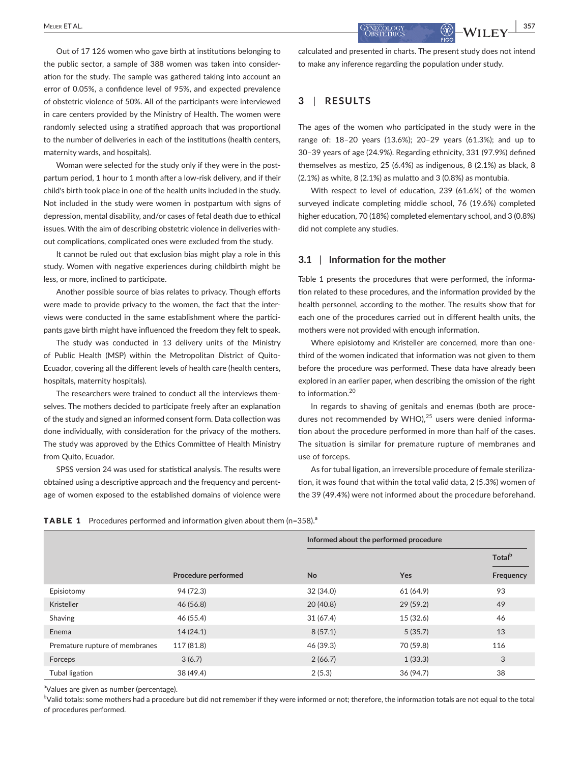Out of 17 126 women who gave birth at institutions belonging to the public sector, a sample of 388 women was taken into consideration for the study. The sample was gathered taking into account an error of 0.05%, a confidence level of 95%, and expected prevalence of obstetric violence of 50%. All of the participants were interviewed in care centers provided by the Ministry of Health. The women were randomly selected using a stratified approach that was proportional to the number of deliveries in each of the institutions (health centers, maternity wards, and hospitals).

Woman were selected for the study only if they were in the postpartum period, 1 hour to 1 month after a low-risk delivery, and if their child's birth took place in one of the health units included in the study. Not included in the study were women in postpartum with signs of depression, mental disability, and/or cases of fetal death due to ethical issues. With the aim of describing obstetric violence in deliveries without complications, complicated ones were excluded from the study.

It cannot be ruled out that exclusion bias might play a role in this study. Women with negative experiences during childbirth might be less, or more, inclined to participate.

Another possible source of bias relates to privacy. Though efforts were made to provide privacy to the women, the fact that the interviews were conducted in the same establishment where the participants gave birth might have influenced the freedom they felt to speak.

The study was conducted in 13 delivery units of the Ministry of Public Health (MSP) within the Metropolitan District of Quito-Ecuador, covering all the different levels of health care (health centers, hospitals, maternity hospitals).

The researchers were trained to conduct all the interviews themselves. The mothers decided to participate freely after an explanation of the study and signed an informed consent form. Data collection was done individually, with consideration for the privacy of the mothers. The study was approved by the Ethics Committee of Health Ministry from Quito, Ecuador.

SPSS version 24 was used for statistical analysis. The results were obtained using a descriptive approach and the frequency and percentage of women exposed to the established domains of violence were calculated and presented in charts. The present study does not intend to make any inference regarding the population under study.

## 3 | RESULTS

The ages of the women who participated in the study were in the range of: 18–20 years (13.6%); 20–29 years (61.3%); and up to 30–39 years of age (24.9%). Regarding ethnicity, 331 (97.9%) defined themselves as mestizo, 25 (6.4%) as indigenous, 8 (2.1%) as black, 8 (2.1%) as white, 8 (2.1%) as mulatto and 3 (0.8%) as montubia.

With respect to level of education, 239 (61.6%) of the women surveyed indicate completing middle school, 76 (19.6%) completed higher education, 70 (18%) completed elementary school, and 3 (0.8%) did not complete any studies.

### 3.1 | Information for the mother

Table 1 presents the procedures that were performed, the information related to these procedures, and the information provided by the health personnel, according to the mother. The results show that for each one of the procedures carried out in different health units, the mothers were not provided with enough information.

Where episiotomy and Kristeller are concerned, more than one-third of the women indicated that information was not given to them before the procedure was performed. These data have already been explored in an earlier paper, when describing the omission of the right to information.[20]

In regards to shaving of genitals and enemas (both are procedures not recommended by WHO),[25] users were denied information about the procedure performed in more than half of the cases. The situation is similar for premature rupture of membranes and use of forceps.

As for tubal ligation, an irreversible procedure of female sterilization, it was found that within the total valid data, 2 (5.3%) women of the 39 (49.4%) were not informed about the procedure beforehand.

**TABLE 1** Procedures performed and information given about them (n=358).[a]

| | | Informed about the performed procedure | | |
|---|---|---|---|---|
| | | | | Total[b] |
| | Procedure performed | No | Yes | Frequency |
| Episiotomy | 94 (72.3) | 32 (34.0) | 61 (64.9) | 93 |
| Kristeller | 46 (56.8) | 20 (40.8) | 29 (59.2) | 49 |
| Shaving | 46 (55.4) | 31 (67.4) | 15 (32.6) | 46 |
| Enema | 14 (24.1) | 8 (57.1) | 5 (35.7) | 13 |
| Premature rupture of membranes | 117 (81.8) | 46 (39.3) | 70 (59.8) | 116 |
| Forceps | 3 (6.7) | 2 (66.7) | 1 (33.3) | 3 |
| Tubal ligation | 38 (49.4) | 2 (5.3) | 36 (94.7) | 38 |

[a]Values are given as number (percentage).

[b]Valid totals: some mothers had a procedure but did not remember if they were informed or not; therefore, the information totals are not equal to the total of procedures performed.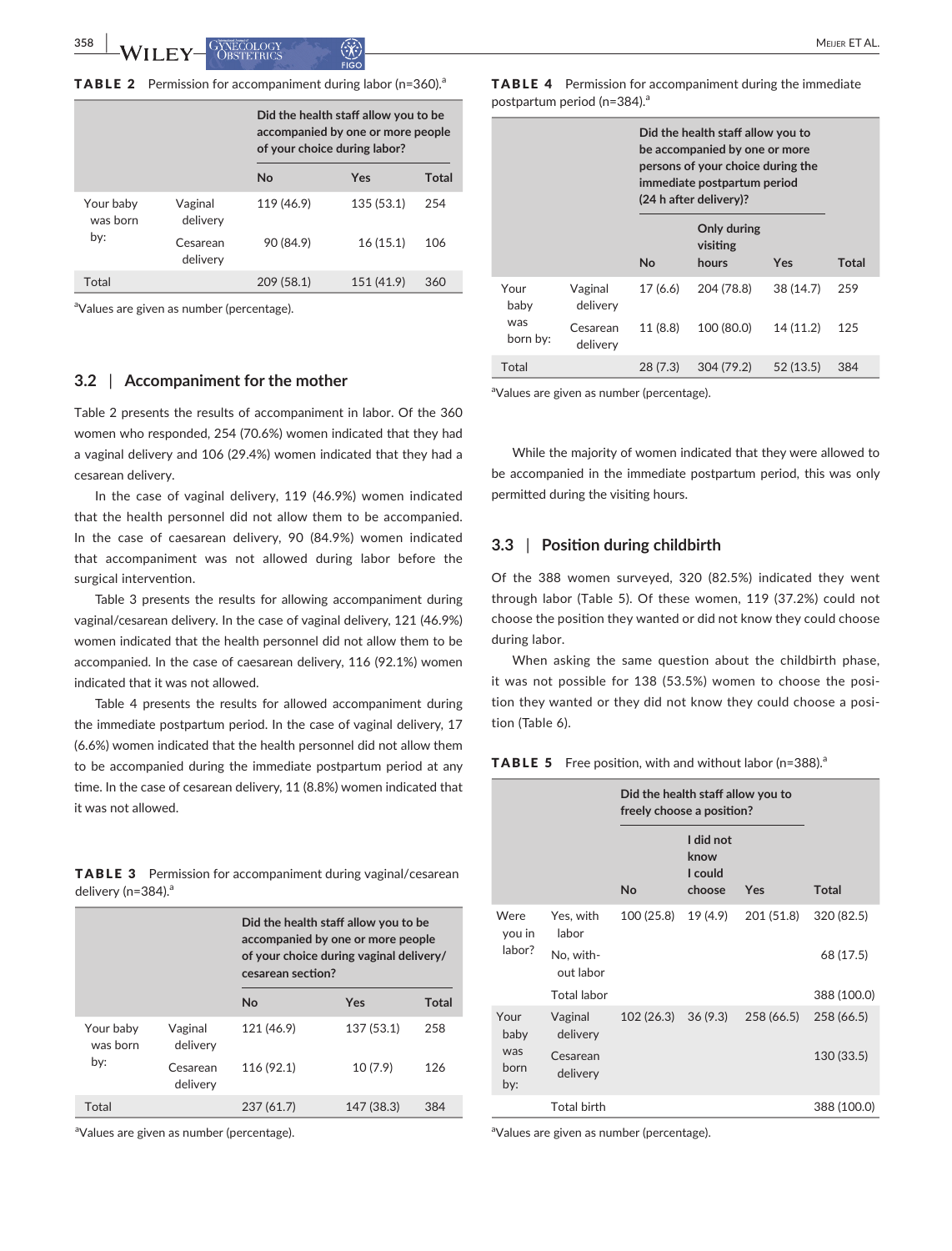**TABLE 2** Permission for accompaniment during labor (n=360).[a]

| | | Did the health staff allow you to be accompanied by one or more people of your choice during labor? | | |
|---|---|---|---|---|
| | | No | Yes | Total |
| Your baby was born by: | Vaginal delivery | 119 (46.9) | 135 (53.1) | 254 |
| | Cesarean delivery | 90 (84.9) | 16 (15.1) | 106 |
| Total | | 209 (58.1) | 151 (41.9) | 360 |

[a]Values are given as number (percentage).

## 3.2 | Accompaniment for the mother

Table 2 presents the results of accompaniment in labor. Of the 360 women who responded, 254 (70.6%) women indicated that they had a vaginal delivery and 106 (29.4%) women indicated that they had a cesarean delivery.

In the case of vaginal delivery, 119 (46.9%) women indicated that the health personnel did not allow them to be accompanied. In the case of caesarean delivery, 90 (84.9%) women indicated that accompaniment was not allowed during labor before the surgical intervention.

Table 3 presents the results for allowing accompaniment during vaginal/cesarean delivery. In the case of vaginal delivery, 121 (46.9%) women indicated that the health personnel did not allow them to be accompanied. In the case of caesarean delivery, 116 (92.1%) women indicated that it was not allowed.

Table 4 presents the results for allowed accompaniment during the immediate postpartum period. In the case of vaginal delivery, 17 (6.6%) women indicated that the health personnel did not allow them to be accompanied during the immediate postpartum period at any time. In the case of cesarean delivery, 11 (8.8%) women indicated that it was not allowed.

**TABLE 3** Permission for accompaniment during vaginal/cesarean delivery (n=384).[a]

| | | Did the health staff allow you to be accompanied by one or more people of your choice during vaginal delivery/cesarean section? | | |
|---|---|---|---|---|
| | | No | Yes | Total |
| Your baby was born by: | Vaginal delivery | 121 (46.9) | 137 (53.1) | 258 |
| | Cesarean delivery | 116 (92.1) | 10 (7.9) | 126 |
| Total | | 237 (61.7) | 147 (38.3) | 384 |

[a]Values are given as number (percentage).

**TABLE 4** Permission for accompaniment during the immediate postpartum period (n=384).[a]

| | | Did the health staff allow you to be accompanied by one or more persons of your choice during the immediate postpartum period (24 h after delivery)? | | | |
|---|---|---|---|---|---|
| | | No | Only during visiting hours | Yes | Total |
| Your baby was born by: | Vaginal delivery | 17 (6.6) | 204 (78.8) | 38 (14.7) | 259 |
| | Cesarean delivery | 11 (8.8) | 100 (80.0) | 14 (11.2) | 125 |
| Total | | 28 (7.3) | 304 (79.2) | 52 (13.5) | 384 |

[a]Values are given as number (percentage).

While the majority of women indicated that they were allowed to be accompanied in the immediate postpartum period, this was only permitted during the visiting hours.

## 3.3 | Position during childbirth

Of the 388 women surveyed, 320 (82.5%) indicated they went through labor (Table 5). Of these women, 119 (37.2%) could not choose the position they wanted or did not know they could choose during labor.

When asking the same question about the childbirth phase, it was not possible for 138 (53.5%) women to choose the position they wanted or they did not know they could choose a position (Table 6).

**TABLE 5** Free position, with and without labor (n=388).[a]

| | | Did the health staff allow you to freely choose a position? | | | |
|---|---|---|---|---|---|
| | | No | I did not know I could choose | Yes | Total |
| Were you in labor? | Yes, with labor | 100 (25.8) | 19 (4.9) | 201 (51.8) | 320 (82.5) |
| | No, without labor | | | | 68 (17.5) |
| | Total labor | | | | 388 (100.0) |
| Your baby was born by: | Vaginal delivery | 102 (26.3) | 36 (9.3) | 258 (66.5) | 258 (66.5) |
| | Cesarean delivery | | | | 130 (33.5) |
| | Total birth | | | | 388 (100.0) |

[a]Values are given as number (percentage).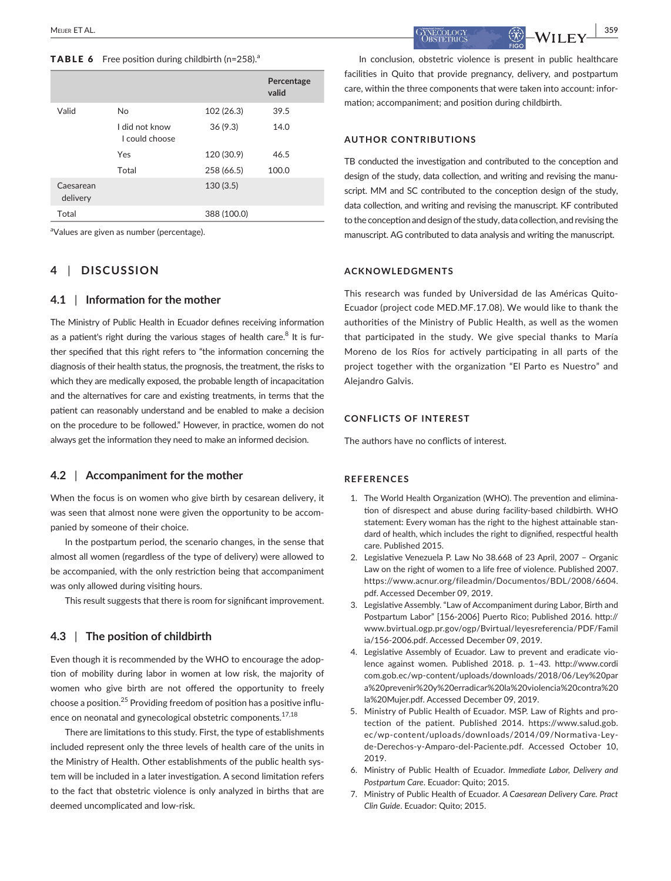**TABLE 6** Free position during childbirth (n=258).[a]

| | | | Percentage valid |
|---|---|---|---|
| Valid | No | 102 (26.3) | 39.5 |
| | I did not know I could choose | 36 (9.3) | 14.0 |
| | Yes | 120 (30.9) | 46.5 |
| | Total | 258 (66.5) | 100.0 |
| Caesarean delivery | | 130 (3.5) | |
| Total | | 388 (100.0) | |

[a]Values are given as number (percentage).

## 4 | DISCUSSION

### 4.1 | Information for the mother

The Ministry of Public Health in Ecuador defines receiving information as a patient's right during the various stages of health care.[8] It is further specified that this right refers to "the information concerning the diagnosis of their health status, the prognosis, the treatment, the risks to which they are medically exposed, the probable length of incapacitation and the alternatives for care and existing treatments, in terms that the patient can reasonably understand and be enabled to make a decision on the procedure to be followed." However, in practice, women do not always get the information they need to make an informed decision.

### 4.2 | Accompaniment for the mother

When the focus is on women who give birth by cesarean delivery, it was seen that almost none were given the opportunity to be accompanied by someone of their choice.

In the postpartum period, the scenario changes, in the sense that almost all women (regardless of the type of delivery) were allowed to be accompanied, with the only restriction being that accompaniment was only allowed during visiting hours.

This result suggests that there is room for significant improvement.

### 4.3 | The position of childbirth

Even though it is recommended by the WHO to encourage the adoption of mobility during labor in women at low risk, the majority of women who give birth are not offered the opportunity to freely choose a position.[25] Providing freedom of position has a positive influence on neonatal and gynecological obstetric components.[17,18]

There are limitations to this study. First, the type of establishments included represent only the three levels of health care of the units in the Ministry of Health. Other establishments of the public health system will be included in a later investigation. A second limitation refers to the fact that obstetric violence is only analyzed in births that are deemed uncomplicated and low-risk.

In conclusion, obstetric violence is present in public healthcare facilities in Quito that provide pregnancy, delivery, and postpartum care, within the three components that were taken into account: information; accompaniment; and position during childbirth.

## AUTHOR CONTRIBUTIONS

TB conducted the investigation and contributed to the conception and design of the study, data collection, and writing and revising the manuscript. MM and SC contributed to the conception design of the study, data collection, and writing and revising the manuscript. KF contributed to the conception and design of the study, data collection, and revising the manuscript. AG contributed to data analysis and writing the manuscript.

## ACKNOWLEDGMENTS

This research was funded by Universidad de las Américas Quito-Ecuador (project code MED.MF.17.08). We would like to thank the authorities of the Ministry of Public Health, as well as the women that participated in the study. We give special thanks to María Moreno de los Ríos for actively participating in all parts of the project together with the organization "El Parto es Nuestro" and Alejandro Galvis.

## CONFLICTS OF INTEREST

The authors have no conflicts of interest.

## REFERENCES

1. The World Health Organization (WHO). The prevention and elimination of disrespect and abuse during facility-based childbirth. WHO statement: Every woman has the right to the highest attainable standard of health, which includes the right to dignified, respectful health care. Published 2015.
2. Legislative Venezuela P. Law No 38.668 of 23 April, 2007 – Organic Law on the right of women to a life free of violence. Published 2007. https://www.acnur.org/fileadmin/Documentos/BDL/2008/6604.pdf. Accessed December 09, 2019.
3. Legislative Assembly. "Law of Accompaniment during Labor, Birth and Postpartum Labor" [156-2006] Puerto Rico; Published 2016. http://www.bvirtual.ogp.pr.gov/ogp/Bvirtual/leyesreferencia/PDF/Familia/156-2006.pdf. Accessed December 09, 2019.
4. Legislative Assembly of Ecuador. Law to prevent and eradicate violence against women. Published 2018. p. 1–43. http://www.cordicom.gob.ec/wp-content/uploads/downloads/2018/06/Ley%20para%20prevenir%20y%20erradicar%20la%20violencia%20contra%20la%20Mujer.pdf. Accessed December 09, 2019.
5. Ministry of Public Health of Ecuador. MSP. Law of Rights and protection of the patient. Published 2014. https://www.salud.gob.ec/wp-content/uploads/downloads/2014/09/Normativa-Ley-de-Derechos-y-Amparo-del-Paciente.pdf. Accessed October 10, 2019.
6. Ministry of Public Health of Ecuador. *Immediate Labor, Delivery and Postpartum Care*. Ecuador: Quito; 2015.
7. Ministry of Public Health of Ecuador. *A Caesarean Delivery Care. Pract Clin Guide*. Ecuador: Quito; 2015.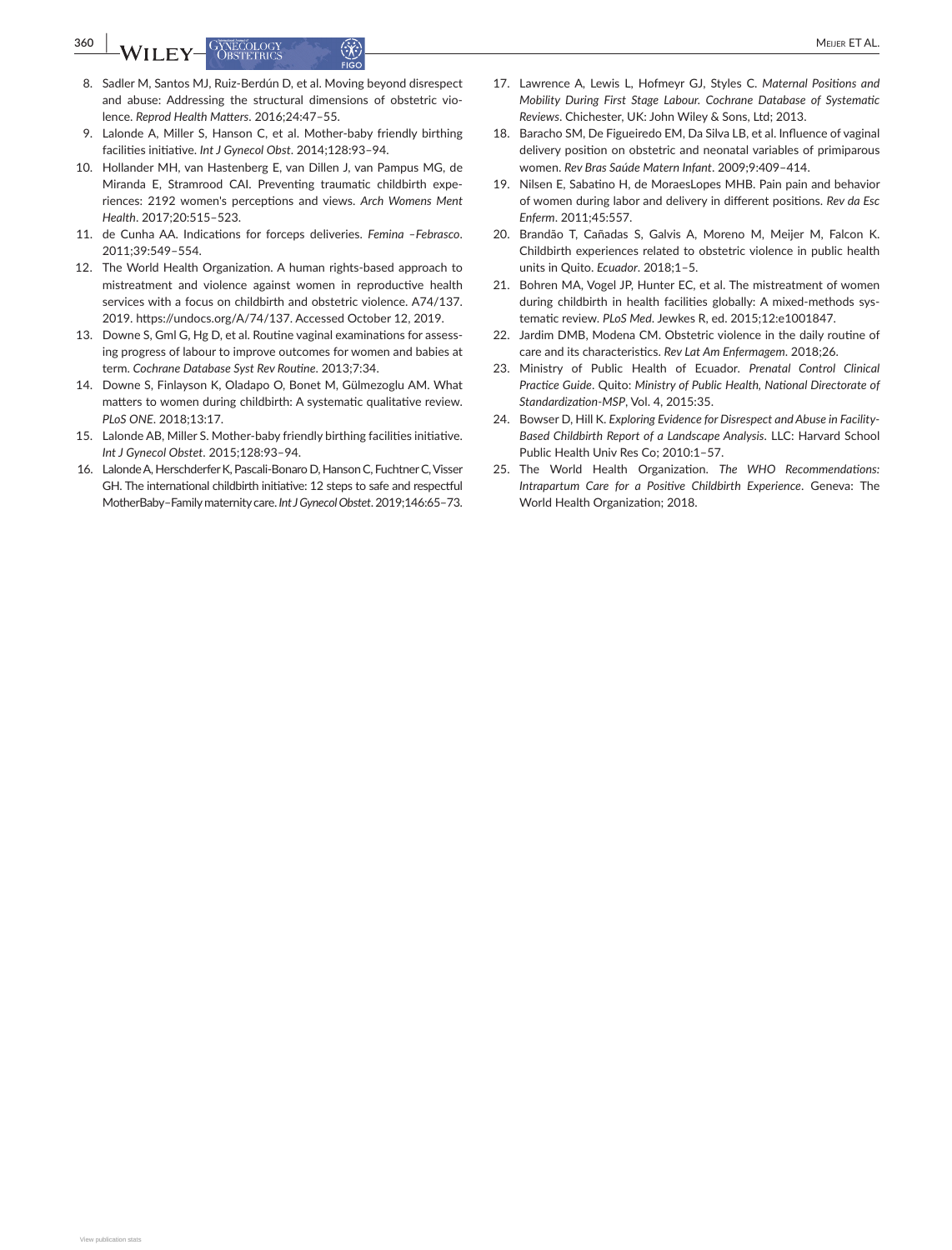8. Sadler M, Santos MJ, Ruiz-Berdún D, et al. Moving beyond disrespect and abuse: Addressing the structural dimensions of obstetric violence. *Reprod Health Matters*. 2016;24:47–55.
9. Lalonde A, Miller S, Hanson C, et al. Mother-baby friendly birthing facilities initiative. *Int J Gynecol Obst*. 2014;128:93–94.
10. Hollander MH, van Hastenberg E, van Dillen J, van Pampus MG, de Miranda E, Stramrood CAI. Preventing traumatic childbirth experiences: 2192 women's perceptions and views. *Arch Womens Ment Health*. 2017;20:515–523.
11. de Cunha AA. Indications for forceps deliveries. *Femina –Febrasco*. 2011;39:549–554.
12. The World Health Organization. A human rights-based approach to mistreatment and violence against women in reproductive health services with a focus on childbirth and obstetric violence. A74/137. 2019. https://undocs.org/A/74/137. Accessed October 12, 2019.
13. Downe S, Gml G, Hg D, et al. Routine vaginal examinations for assessing progress of labour to improve outcomes for women and babies at term. *Cochrane Database Syst Rev Routine*. 2013;7:34.
14. Downe S, Finlayson K, Oladapo O, Bonet M, Gülmezoglu AM. What matters to women during childbirth: A systematic qualitative review. *PLoS ONE*. 2018;13:17.
15. Lalonde AB, Miller S. Mother-baby friendly birthing facilities initiative. *Int J Gynecol Obstet*. 2015;128:93–94.
16. Lalonde A, Herschderfer K, Pascali-Bonaro D, Hanson C, Fuchtner C, Visser GH. The international childbirth initiative: 12 steps to safe and respectful MotherBaby–Family maternity care. *Int J Gynecol Obstet*. 2019;146:65–73.
17. Lawrence A, Lewis L, Hofmeyr GJ, Styles C. *Maternal Positions and Mobility During First Stage Labour. Cochrane Database of Systematic Reviews*. Chichester, UK: John Wiley & Sons, Ltd; 2013.
18. Baracho SM, De Figueiredo EM, Da Silva LB, et al. Influence of vaginal delivery position on obstetric and neonatal variables of primiparous women. *Rev Bras Saúde Matern Infant*. 2009;9:409–414.
19. Nilsen E, Sabatino H, de MoraesLopes MHB. Pain pain and behavior of women during labor and delivery in different positions. *Rev da Esc Enferm*. 2011;45:557.
20. Brandão T, Cañadas S, Galvis A, Moreno M, Meijer M, Falcon K. Childbirth experiences related to obstetric violence in public health units in Quito. *Ecuador*. 2018;1–5.
21. Bohren MA, Vogel JP, Hunter EC, et al. The mistreatment of women during childbirth in health facilities globally: A mixed-methods systematic review. *PLoS Med*. Jewkes R, ed. 2015;12:e1001847.
22. Jardim DMB, Modena CM. Obstetric violence in the daily routine of care and its characteristics. *Rev Lat Am Enfermagem*. 2018;26.
23. Ministry of Public Health of Ecuador. *Prenatal Control Clinical Practice Guide*. Quito: *Ministry of Public Health, National Directorate of Standardization-MSP*, Vol. 4, 2015:35.
24. Bowser D, Hill K. *Exploring Evidence for Disrespect and Abuse in Facility-Based Childbirth Report of a Landscape Analysis*. LLC: Harvard School Public Health Univ Res Co; 2010:1–57.
25. The World Health Organization. *The WHO Recommendations: Intrapartum Care for a Positive Childbirth Experience*. Geneva: The World Health Organization; 2018.